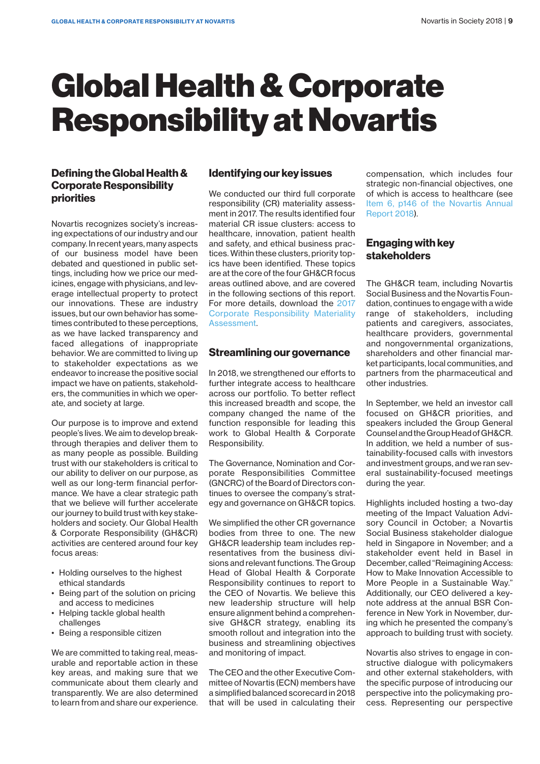# Global Health & Corporate Responsibility at Novartis

## Defining the Global Health & Corporate Responsibility priorities

Novartis recognizes society's increasing expectations of our industry and our company. In recent years, many aspects of our business model have been debated and questioned in public settings, including how we price our medicines, engage with physicians, and leverage intellectual property to protect our innovations. These are industry issues, but our own behavior has sometimes contributed to these perceptions, as we have lacked transparency and faced allegations of inappropriate behavior. We are committed to living up to stakeholder expectations as we endeavor to increase the positive social impact we have on patients, stakeholders, the communities in which we operate, and society at large.

Our purpose is to improve and extend people's lives. We aim to develop breakthrough therapies and deliver them to as many people as possible. Building trust with our stakeholders is critical to our ability to deliver on our purpose, as well as our long-term financial performance. We have a clear strategic path that we believe will further accelerate our journey to build trust with key stakeholders and society. Our Global Health & Corporate Responsibility (GH&CR) activities are centered around four key focus areas:

- Holding ourselves to the highest ethical standards
- Being part of the solution on pricing and access to medicines
- Helping tackle global health challenges
- Being a responsible citizen

We are committed to taking real, measurable and reportable action in these key areas, and making sure that we communicate about them clearly and transparently. We are also determined to learn from and share our experience.

## Identifying our key issues

We conducted our third full corporate responsibility (CR) materiality assessment in 2017. The results identified four material CR issue clusters: access to healthcare, innovation, patient health and safety, and ethical business practices. Within these clusters, priority topics have been identified. These topics are at the core of the four GH&CR focus areas outlined above, and are covered in the following sections of this report. For more details, download the 2017 Corporate Responsibility Materiality Assessment.

## Streamlining our governance

In 2018, we strengthened our efforts to further integrate access to healthcare across our portfolio. To better reflect this increased breadth and scope, the company changed the name of the function responsible for leading this work to Global Health & Corporate Responsibility.

The Governance, Nomination and Corporate Responsibilities Committee (GNCRC) of the Board of Directors continues to oversee the company's strategy and governance on GH&CR topics.

We simplified the other CR governance bodies from three to one. The new GH&CR leadership team includes representatives from the business divisions and relevant functions. The Group Head of Global Health & Corporate Responsibility continues to report to the CEO of Novartis. We believe this new leadership structure will help ensure alignment behind a comprehensive GH&CR strategy, enabling its smooth rollout and integration into the business and streamlining objectives and monitoring of impact.

The CEO and the other Executive Committee of Novartis (ECN) members have a simplified balanced scorecard in 2018 that will be used in calculating their compensation, which includes four strategic non-financial objectives, one of which is access to healthcare (see Item 6, p146 of the Novartis Annual Report 2018).

## Engaging with key stakeholders

The GH&CR team, including Novartis Social Business and the Novartis Foundation, continues to engage with a wide range of stakeholders, including patients and caregivers, associates, healthcare providers, governmental and nongovernmental organizations, shareholders and other financial market participants, local communities, and partners from the pharmaceutical and other industries.

In September, we held an investor call focused on GH&CR priorities, and speakers included the Group General Counsel and the Group Head of GH&CR. In addition, we held a number of sustainability-focused calls with investors and investment groups, and we ran several sustainability-focused meetings during the year.

Highlights included hosting a two-day meeting of the Impact Valuation Advisory Council in October; a Novartis Social Business stakeholder dialogue held in Singapore in November; and a stakeholder event held in Basel in December, called "Reimagining Access: How to Make Innovation Accessible to More People in a Sustainable Way." Additionally, our CEO delivered a keynote address at the annual BSR Conference in New York in November, during which he presented the company's approach to building trust with society.

Novartis also strives to engage in constructive dialogue with policymakers and other external stakeholders, with the specific purpose of introducing our perspective into the policymaking process. Representing our perspective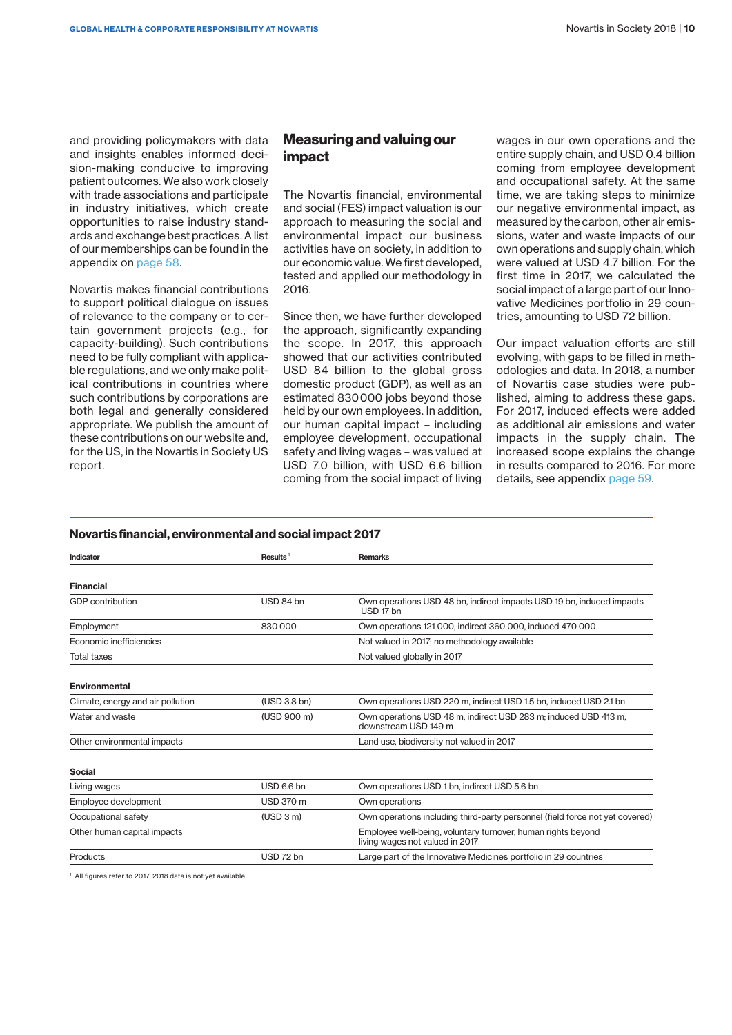and providing policymakers with data and insights enables informed decision-making conducive to improving patient outcomes. We also work closely with trade associations and participate in industry initiatives, which create opportunities to raise industry standards and exchange best practices. A list of our memberships can be found in the appendix on page 58.

Novartis makes financial contributions to support political dialogue on issues of relevance to the company or to certain government projects (e.g., for capacity-building). Such contributions need to be fully compliant with applicable regulations, and we only make political contributions in countries where such contributions by corporations are both legal and generally considered appropriate. We publish the amount of these contributions on our website and, for the US, in the Novartis in Society US report.

## Measuring and valuing our impact

The Novartis financial, environmental and social (FES) impact valuation is our approach to measuring the social and environmental impact our business activities have on society, in addition to our economic value. We first developed, tested and applied our methodology in 2016.

Since then, we have further developed the approach, significantly expanding the scope. In 2017, this approach showed that our activities contributed USD 84 billion to the global gross domestic product (GDP), as well as an estimated 830 000 jobs beyond those held by our own employees. In addition, our human capital impact – including employee development, occupational safety and living wages – was valued at USD 7.0 billion, with USD 6.6 billion coming from the social impact of living wages in our own operations and the entire supply chain, and USD 0.4 billion coming from employee development and occupational safety. At the same time, we are taking steps to minimize our negative environmental impact, as measured by the carbon, other air emissions, water and waste impacts of our own operations and supply chain, which were valued at USD 4.7 billion. For the first time in 2017, we calculated the social impact of a large part of our Innovative Medicines portfolio in 29 countries, amounting to USD 72 billion.

Our impact valuation efforts are still evolving, with gaps to be filled in methodologies and data. In 2018, a number of Novartis case studies were published, aiming to address these gaps. For 2017, induced effects were added as additional air emissions and water impacts in the supply chain. The increased scope explains the change in results compared to 2016. For more details, see appendix page 59.

### Novartis financial, environmental and social impact 2017

| Indicator | Results[1] | Remarks |
|---|---|---|
| **Financial** | | |
| GDP contribution | USD 84 bn | Own operations USD 48 bn, indirect impacts USD 19 bn, induced impacts USD 17 bn |
| Employment | 830 000 | Own operations 121 000, indirect 360 000, induced 470 000 |
| Economic inefficiencies | | Not valued in 2017; no methodology available |
| Total taxes | | Not valued globally in 2017 |
| **Environmental** | | |
| Climate, energy and air pollution | (USD 3.8 bn) | Own operations USD 220 m, indirect USD 1.5 bn, induced USD 2.1 bn |
| Water and waste | (USD 900 m) | Own operations USD 48 m, indirect USD 283 m; induced USD 413 m, downstream USD 149 m |
| Other environmental impacts | | Land use, biodiversity not valued in 2017 |
| **Social** | | |
| Living wages | USD 6.6 bn | Own operations USD 1 bn, indirect USD 5.6 bn |
| Employee development | USD 370 m | Own operations |
| Occupational safety | (USD 3 m) | Own operations including third-party personnel (field force not yet covered) |
| Other human capital impacts | | Employee well-being, voluntary turnover, human rights beyond living wages not valued in 2017 |
| Products | USD 72 bn | Large part of the Innovative Medicines portfolio in 29 countries |

[1] All figures refer to 2017. 2018 data is not yet available.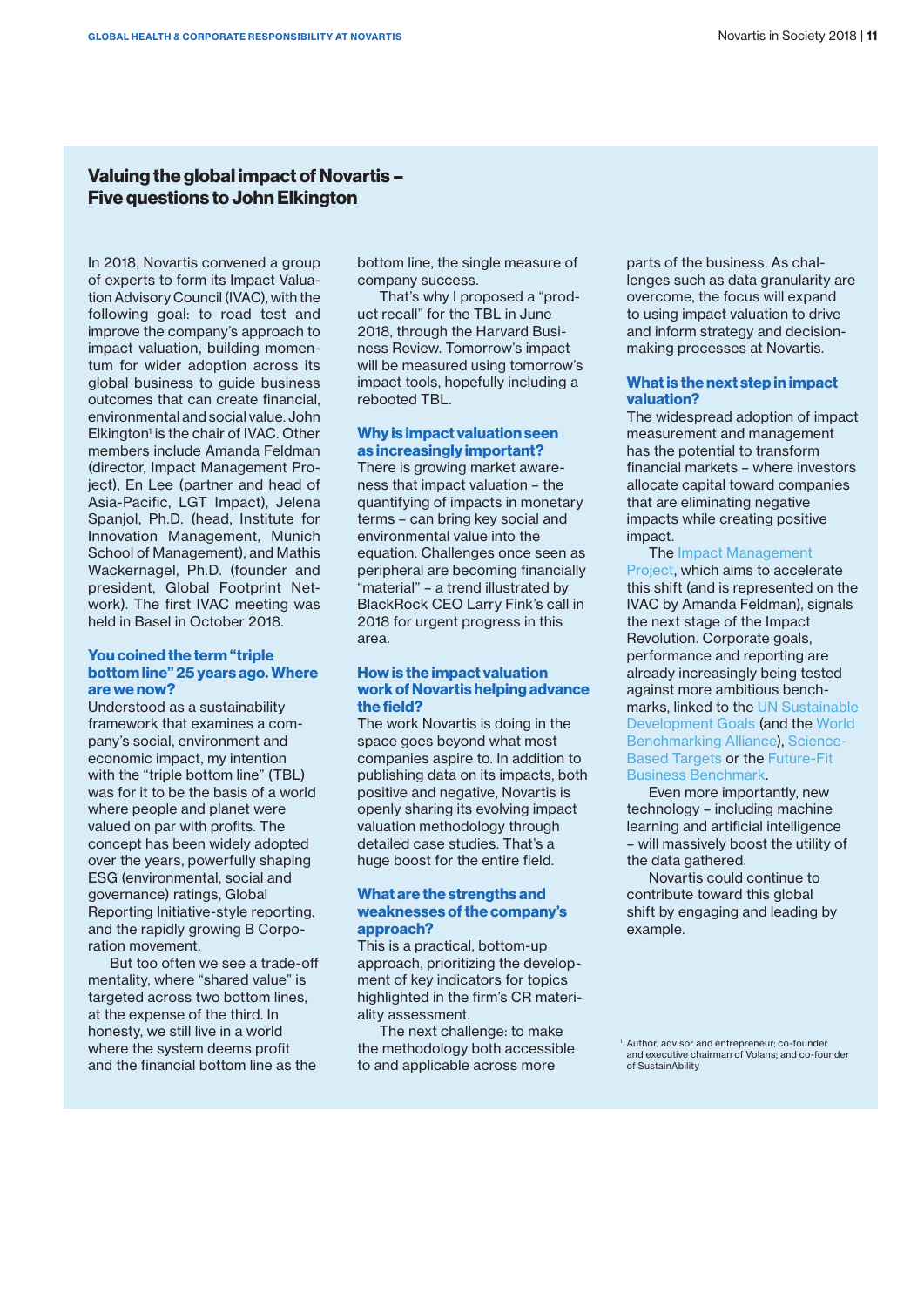## Valuing the global impact of Novartis – Five questions to John Elkington

In 2018, Novartis convened a group of experts to form its Impact Valuation Advisory Council (IVAC), with the following goal: to road test and improve the company's approach to impact valuation, building momentum for wider adoption across its global business to guide business outcomes that can create financial, environmental and social value. John Elkington[1] is the chair of IVAC. Other members include Amanda Feldman (director, Impact Management Project), En Lee (partner and head of Asia-Pacific, LGT Impact), Jelena Spanjol, Ph.D. (head, Institute for Innovation Management, Munich School of Management), and Mathis Wackernagel, Ph.D. (founder and president, Global Footprint Network). The first IVAC meeting was held in Basel in October 2018.

### You coined the term "triple bottom line" 25 years ago. Where are we now?

Understood as a sustainability framework that examines a company's social, environment and economic impact, my intention with the "triple bottom line" (TBL) was for it to be the basis of a world where people and planet were valued on par with profits. The concept has been widely adopted over the years, powerfully shaping ESG (environmental, social and governance) ratings, Global Reporting Initiative-style reporting, and the rapidly growing B Corporation movement.

But too often we see a trade-off mentality, where "shared value" is targeted across two bottom lines, at the expense of the third. In honesty, we still live in a world where the system deems profit and the financial bottom line as the bottom line, the single measure of company success.

That's why I proposed a "product recall" for the TBL in June 2018, through the Harvard Business Review. Tomorrow's impact will be measured using tomorrow's impact tools, hopefully including a rebooted TBL.

### Why is impact valuation seen as increasingly important?

There is growing market awareness that impact valuation – the quantifying of impacts in monetary terms – can bring key social and environmental value into the equation. Challenges once seen as peripheral are becoming financially "material" – a trend illustrated by BlackRock CEO Larry Fink's call in 2018 for urgent progress in this area.

### How is the impact valuation work of Novartis helping advance the field?

The work Novartis is doing in the space goes beyond what most companies aspire to. In addition to publishing data on its impacts, both positive and negative, Novartis is openly sharing its evolving impact valuation methodology through detailed case studies. That's a huge boost for the entire field.

### What are the strengths and weaknesses of the company's approach?

This is a practical, bottom-up approach, prioritizing the development of key indicators for topics highlighted in the firm's CR materiality assessment.

The next challenge: to make the methodology both accessible to and applicable across more parts of the business. As challenges such as data granularity are overcome, the focus will expand to using impact valuation to drive and inform strategy and decision-making processes at Novartis.

### What is the next step in impact valuation?

The widespread adoption of impact measurement and management has the potential to transform financial markets – where investors allocate capital toward companies that are eliminating negative impacts while creating positive impact.

The Impact Management Project, which aims to accelerate this shift (and is represented on the IVAC by Amanda Feldman), signals the next stage of the Impact Revolution. Corporate goals, performance and reporting are already increasingly being tested against more ambitious benchmarks, linked to the UN Sustainable Development Goals (and the World Benchmarking Alliance), Science-Based Targets or the Future-Fit Business Benchmark.

Even more importantly, new technology – including machine learning and artificial intelligence – will massively boost the utility of the data gathered.

Novartis could continue to contribute toward this global shift by engaging and leading by example.

[1] Author, advisor and entrepreneur; co-founder and executive chairman of Volans; and co-founder of SustainAbility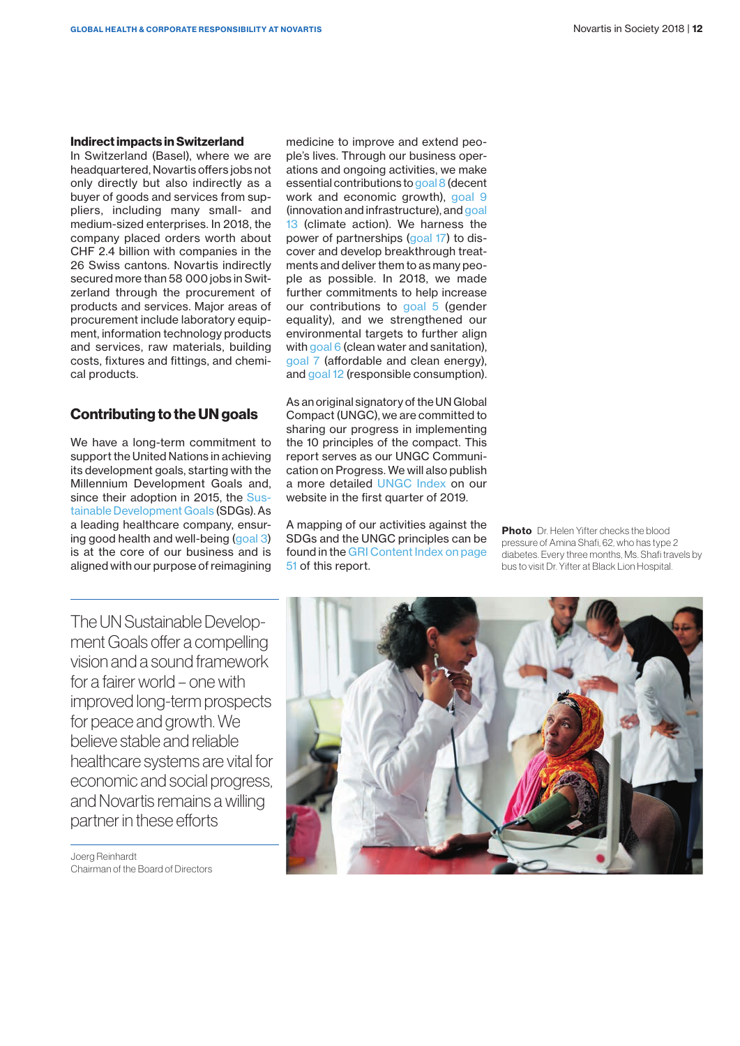### Indirect impacts in Switzerland

In Switzerland (Basel), where we are headquartered, Novartis offers jobs not only directly but also indirectly as a buyer of goods and services from suppliers, including many small- and medium-sized enterprises. In 2018, the company placed orders worth about CHF 2.4 billion with companies in the 26 Swiss cantons. Novartis indirectly secured more than 58 000 jobs in Switzerland through the procurement of products and services. Major areas of procurement include laboratory equipment, information technology products and services, raw materials, building costs, fixtures and fittings, and chemical products.

## Contributing to the UN goals

We have a long-term commitment to support the United Nations in achieving its development goals, starting with the Millennium Development Goals and, since their adoption in 2015, the Sustainable Development Goals (SDGs). As a leading healthcare company, ensuring good health and well-being (goal 3) is at the core of our business and is aligned with our purpose of reimagining medicine to improve and extend people's lives. Through our business operations and ongoing activities, we make essential contributions to goal 8 (decent work and economic growth), goal 9 (innovation and infrastructure), and goal 13 (climate action). We harness the power of partnerships (goal 17) to discover and develop breakthrough treatments and deliver them to as many people as possible. In 2018, we made further commitments to help increase our contributions to goal 5 (gender equality), and we strengthened our environmental targets to further align with goal 6 (clean water and sanitation), goal 7 (affordable and clean energy), and goal 12 (responsible consumption).

As an original signatory of the UN Global Compact (UNGC), we are committed to sharing our progress in implementing the 10 principles of the compact. This report serves as our UNGC Communication on Progress. We will also publish a more detailed UNGC Index on our website in the first quarter of 2019.

A mapping of our activities against the SDGs and the UNGC principles can be found in the GRI Content Index on page 51 of this report.

> The UN Sustainable Development Goals offer a compelling vision and a sound framework for a fairer world – one with improved long-term prospects for peace and growth. We believe stable and reliable healthcare systems are vital for economic and social progress, and Novartis remains a willing partner in these efforts
>
> Joerg Reinhardt
> Chairman of the Board of Directors

**Photo** Dr. Helen Yifter checks the blood pressure of Amina Shafi, 62, who has type 2 diabetes. Every three months, Ms. Shafi travels by bus to visit Dr. Yifter at Black Lion Hospital.